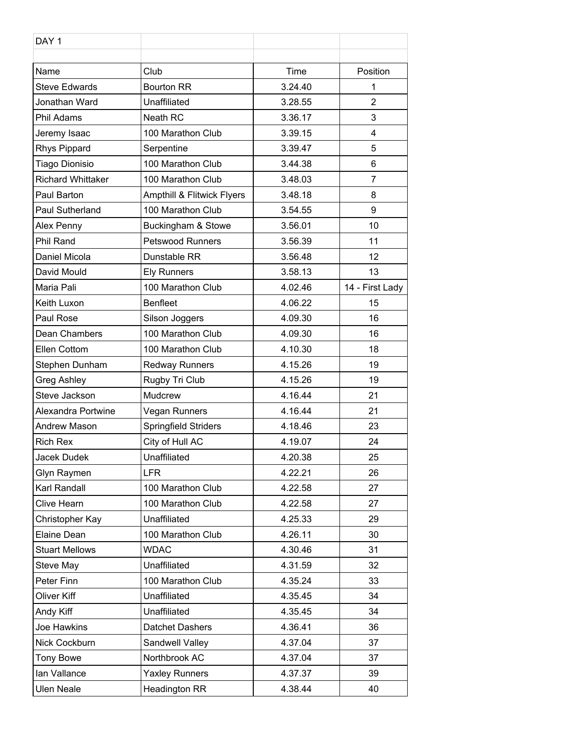DAY 1

| Name | Club | Time | Position |
|---|---|---|---|
| Steve Edwards | Bourton RR | 3.24.40 | 1 |
| Jonathan Ward | Unaffiliated | 3.28.55 | 2 |
| Phil Adams | Neath RC | 3.36.17 | 3 |
| Jeremy Isaac | 100 Marathon Club | 3.39.15 | 4 |
| Rhys Pippard | Serpentine | 3.39.47 | 5 |
| Tiago Dionisio | 100 Marathon Club | 3.44.38 | 6 |
| Richard Whittaker | 100 Marathon Club | 3.48.03 | 7 |
| Paul Barton | Ampthill & Flitwick Flyers | 3.48.18 | 8 |
| Paul Sutherland | 100 Marathon Club | 3.54.55 | 9 |
| Alex Penny | Buckingham & Stowe | 3.56.01 | 10 |
| Phil Rand | Petswood Runners | 3.56.39 | 11 |
| Daniel Micola | Dunstable RR | 3.56.48 | 12 |
| David Mould | Ely Runners | 3.58.13 | 13 |
| Maria Pali | 100 Marathon Club | 4.02.46 | 14 - First Lady |
| Keith Luxon | Benfleet | 4.06.22 | 15 |
| Paul Rose | Silson Joggers | 4.09.30 | 16 |
| Dean Chambers | 100 Marathon Club | 4.09.30 | 16 |
| Ellen Cottom | 100 Marathon Club | 4.10.30 | 18 |
| Stephen Dunham | Redway Runners | 4.15.26 | 19 |
| Greg Ashley | Rugby Tri Club | 4.15.26 | 19 |
| Steve Jackson | Mudcrew | 4.16.44 | 21 |
| Alexandra Portwine | Vegan Runners | 4.16.44 | 21 |
| Andrew Mason | Springfield Striders | 4.18.46 | 23 |
| Rich Rex | City of Hull AC | 4.19.07 | 24 |
| Jacek Dudek | Unaffiliated | 4.20.38 | 25 |
| Glyn Raymen | LFR | 4.22.21 | 26 |
| Karl Randall | 100 Marathon Club | 4.22.58 | 27 |
| Clive Hearn | 100 Marathon Club | 4.22.58 | 27 |
| Christopher Kay | Unaffiliated | 4.25.33 | 29 |
| Elaine Dean | 100 Marathon Club | 4.26.11 | 30 |
| Stuart Mellows | WDAC | 4.30.46 | 31 |
| Steve May | Unaffiliated | 4.31.59 | 32 |
| Peter Finn | 100 Marathon Club | 4.35.24 | 33 |
| Oliver Kiff | Unaffiliated | 4.35.45 | 34 |
| Andy Kiff | Unaffiliated | 4.35.45 | 34 |
| Joe Hawkins | Datchet Dashers | 4.36.41 | 36 |
| Nick Cockburn | Sandwell Valley | 4.37.04 | 37 |
| Tony Bowe | Northbrook AC | 4.37.04 | 37 |
| Ian Vallance | Yaxley Runners | 4.37.37 | 39 |
| Ulen Neale | Headington RR | 4.38.44 | 40 |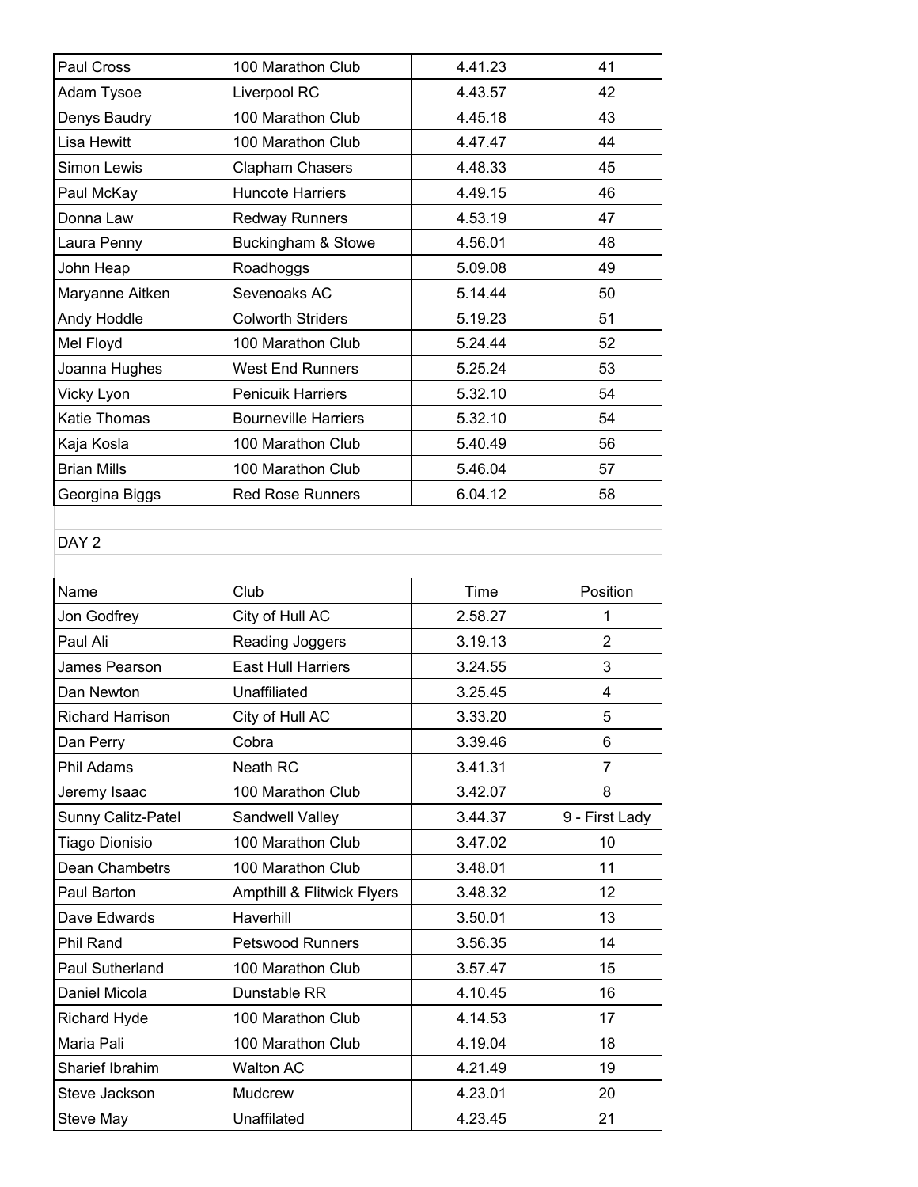| | | | |
|---|---|---|---|
| Paul Cross | 100 Marathon Club | 4.41.23 | 41 |
| Adam Tysoe | Liverpool RC | 4.43.57 | 42 |
| Denys Baudry | 100 Marathon Club | 4.45.18 | 43 |
| Lisa Hewitt | 100 Marathon Club | 4.47.47 | 44 |
| Simon Lewis | Clapham Chasers | 4.48.33 | 45 |
| Paul McKay | Huncote Harriers | 4.49.15 | 46 |
| Donna Law | Redway Runners | 4.53.19 | 47 |
| Laura Penny | Buckingham & Stowe | 4.56.01 | 48 |
| John Heap | Roadhoggs | 5.09.08 | 49 |
| Maryanne Aitken | Sevenoaks AC | 5.14.44 | 50 |
| Andy Hoddle | Colworth Striders | 5.19.23 | 51 |
| Mel Floyd | 100 Marathon Club | 5.24.44 | 52 |
| Joanna Hughes | West End Runners | 5.25.24 | 53 |
| Vicky Lyon | Penicuik Harriers | 5.32.10 | 54 |
| Katie Thomas | Bourneville Harriers | 5.32.10 | 54 |
| Kaja Kosla | 100 Marathon Club | 5.40.49 | 56 |
| Brian Mills | 100 Marathon Club | 5.46.04 | 57 |
| Georgina Biggs | Red Rose Runners | 6.04.12 | 58 |

DAY 2

| Name | Club | Time | Position |
|---|---|---|---|
| Jon Godfrey | City of Hull AC | 2.58.27 | 1 |
| Paul Ali | Reading Joggers | 3.19.13 | 2 |
| James Pearson | East Hull Harriers | 3.24.55 | 3 |
| Dan Newton | Unaffiliated | 3.25.45 | 4 |
| Richard Harrison | City of Hull AC | 3.33.20 | 5 |
| Dan Perry | Cobra | 3.39.46 | 6 |
| Phil Adams | Neath RC | 3.41.31 | 7 |
| Jeremy Isaac | 100 Marathon Club | 3.42.07 | 8 |
| Sunny Calitz-Patel | Sandwell Valley | 3.44.37 | 9 - First Lady |
| Tiago Dionisio | 100 Marathon Club | 3.47.02 | 10 |
| Dean Chambetrs | 100 Marathon Club | 3.48.01 | 11 |
| Paul Barton | Ampthill & Flitwick Flyers | 3.48.32 | 12 |
| Dave Edwards | Haverhill | 3.50.01 | 13 |
| Phil Rand | Petswood Runners | 3.56.35 | 14 |
| Paul Sutherland | 100 Marathon Club | 3.57.47 | 15 |
| Daniel Micola | Dunstable RR | 4.10.45 | 16 |
| Richard Hyde | 100 Marathon Club | 4.14.53 | 17 |
| Maria Pali | 100 Marathon Club | 4.19.04 | 18 |
| Sharief Ibrahim | Walton AC | 4.21.49 | 19 |
| Steve Jackson | Mudcrew | 4.23.01 | 20 |
| Steve May | Unaffilated | 4.23.45 | 21 |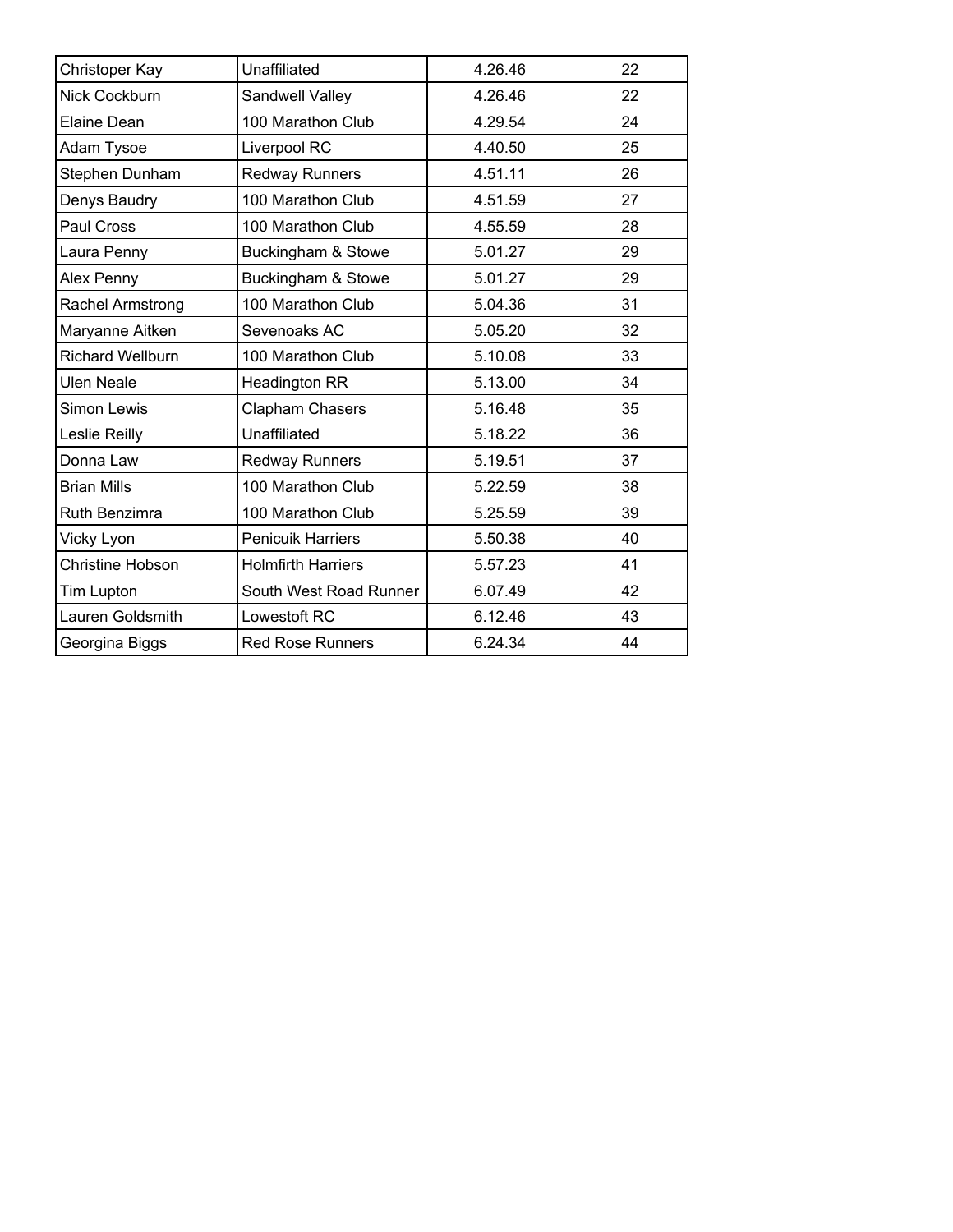| | | | |
|---|---|---|---|
| Christoper Kay | Unaffiliated | 4.26.46 | 22 |
| Nick Cockburn | Sandwell Valley | 4.26.46 | 22 |
| Elaine Dean | 100 Marathon Club | 4.29.54 | 24 |
| Adam Tysoe | Liverpool RC | 4.40.50 | 25 |
| Stephen Dunham | Redway Runners | 4.51.11 | 26 |
| Denys Baudry | 100 Marathon Club | 4.51.59 | 27 |
| Paul Cross | 100 Marathon Club | 4.55.59 | 28 |
| Laura Penny | Buckingham & Stowe | 5.01.27 | 29 |
| Alex Penny | Buckingham & Stowe | 5.01.27 | 29 |
| Rachel Armstrong | 100 Marathon Club | 5.04.36 | 31 |
| Maryanne Aitken | Sevenoaks AC | 5.05.20 | 32 |
| Richard Wellburn | 100 Marathon Club | 5.10.08 | 33 |
| Ulen Neale | Headington RR | 5.13.00 | 34 |
| Simon Lewis | Clapham Chasers | 5.16.48 | 35 |
| Leslie Reilly | Unaffiliated | 5.18.22 | 36 |
| Donna Law | Redway Runners | 5.19.51 | 37 |
| Brian Mills | 100 Marathon Club | 5.22.59 | 38 |
| Ruth Benzimra | 100 Marathon Club | 5.25.59 | 39 |
| Vicky Lyon | Penicuik Harriers | 5.50.38 | 40 |
| Christine Hobson | Holmfirth Harriers | 5.57.23 | 41 |
| Tim Lupton | South West Road Runner | 6.07.49 | 42 |
| Lauren Goldsmith | Lowestoft RC | 6.12.46 | 43 |
| Georgina Biggs | Red Rose Runners | 6.24.34 | 44 |